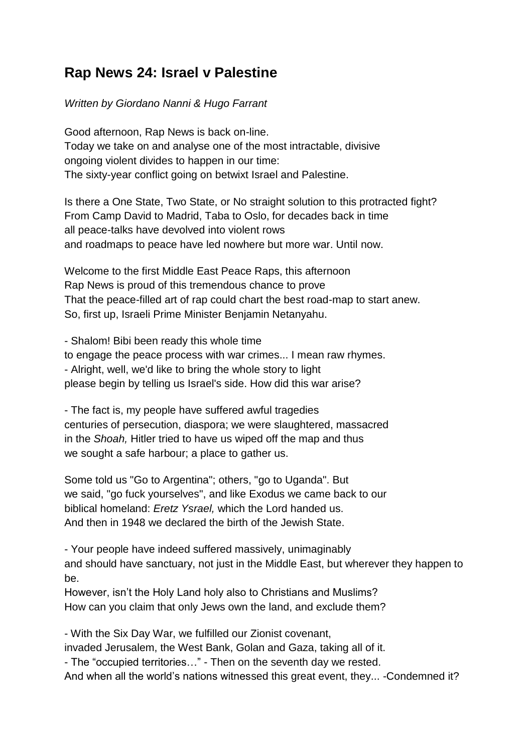# Rap News 24: Israel v Palestine

*Written by Giordano Nanni & Hugo Farrant*

Good afternoon, Rap News is back on-line.
Today we take on and analyse one of the most intractable, divisive
ongoing violent divides to happen in our time:
The sixty-year conflict going on betwixt Israel and Palestine.

Is there a One State, Two State, or No straight solution to this protracted fight?
From Camp David to Madrid, Taba to Oslo, for decades back in time
all peace-talks have devolved into violent rows
and roadmaps to peace have led nowhere but more war. Until now.

Welcome to the first Middle East Peace Raps, this afternoon
Rap News is proud of this tremendous chance to prove
That the peace-filled art of rap could chart the best road-map to start anew.
So, first up, Israeli Prime Minister Benjamin Netanyahu.

- Shalom! Bibi been ready this whole time
to engage the peace process with war crimes... I mean raw rhymes.
- Alright, well, we'd like to bring the whole story to light
please begin by telling us Israel's side. How did this war arise?

- The fact is, my people have suffered awful tragedies
centuries of persecution, diaspora; we were slaughtered, massacred
in the *Shoah,* Hitler tried to have us wiped off the map and thus
we sought a safe harbour; a place to gather us.

Some told us "Go to Argentina"; others, "go to Uganda". But
we said, "go fuck yourselves", and like Exodus we came back to our
biblical homeland: *Eretz Ysrael,* which the Lord handed us.
And then in 1948 we declared the birth of the Jewish State.

- Your people have indeed suffered massively, unimaginably
and should have sanctuary, not just in the Middle East, but wherever they happen to be.
However, isn't the Holy Land holy also to Christians and Muslims?
How can you claim that only Jews own the land, and exclude them?

- With the Six Day War, we fulfilled our Zionist covenant,
invaded Jerusalem, the West Bank, Golan and Gaza, taking all of it.
- The "occupied territories…" - Then on the seventh day we rested.
And when all the world's nations witnessed this great event, they... -Condemned it?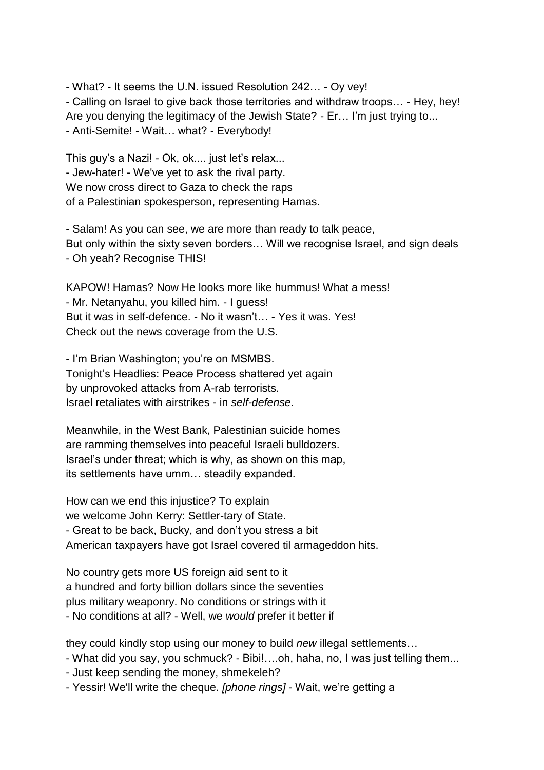- What? - It seems the U.N. issued Resolution 242… - Oy vey!
- Calling on Israel to give back those territories and withdraw troops… - Hey, hey!
Are you denying the legitimacy of the Jewish State? - Er… I'm just trying to...
- Anti-Semite! - Wait… what? - Everybody!

This guy's a Nazi! - Ok, ok.... just let's relax...
- Jew-hater! - We've yet to ask the rival party.
We now cross direct to Gaza to check the raps
of a Palestinian spokesperson, representing Hamas.

- Salam! As you can see, we are more than ready to talk peace,
But only within the sixty seven borders… Will we recognise Israel, and sign deals
- Oh yeah? Recognise THIS!

KAPOW! Hamas? Now He looks more like hummus! What a mess!
- Mr. Netanyahu, you killed him. - I guess!
But it was in self-defence. - No it wasn't… - Yes it was. Yes!
Check out the news coverage from the U.S.

- I'm Brian Washington; you're on MSMBS.
Tonight's Headlies: Peace Process shattered yet again
by unprovoked attacks from A-rab terrorists.
Israel retaliates with airstrikes - in *self-defense*.

Meanwhile, in the West Bank, Palestinian suicide homes
are ramming themselves into peaceful Israeli bulldozers.
Israel's under threat; which is why, as shown on this map,
its settlements have umm… steadily expanded.

How can we end this injustice? To explain
we welcome John Kerry: Settler-tary of State.
- Great to be back, Bucky, and don't you stress a bit
American taxpayers have got Israel covered til armageddon hits.

No country gets more US foreign aid sent to it
a hundred and forty billion dollars since the seventies
plus military weaponry. No conditions or strings with it
- No conditions at all? - Well, we *would* prefer it better if

they could kindly stop using our money to build *new* illegal settlements…
- What did you say, you schmuck? - Bibi!….oh, haha, no, I was just telling them...
- Just keep sending the money, shmekeleh?
- Yessir! We'll write the cheque. *[phone rings]* - Wait, we're getting a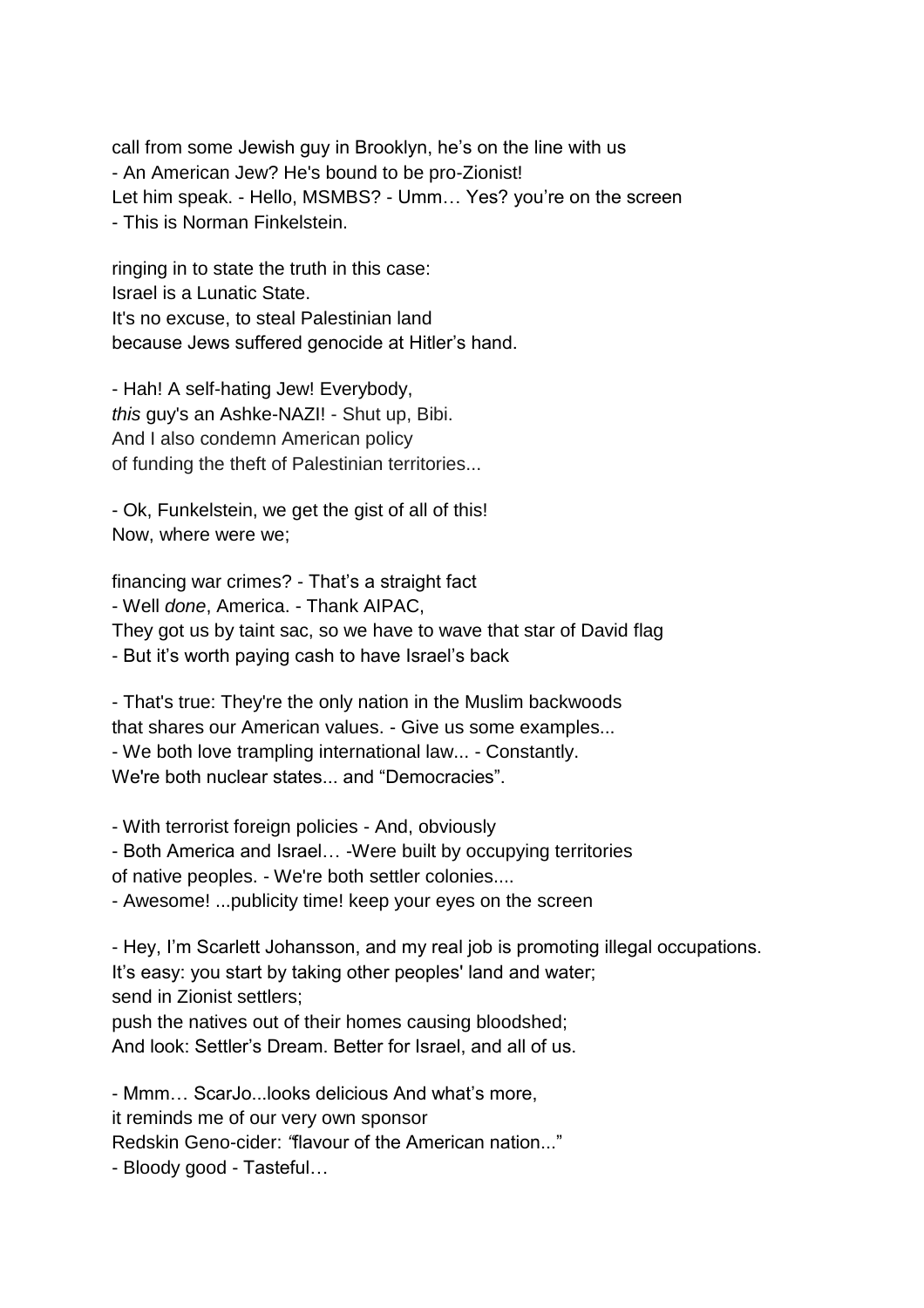call from some Jewish guy in Brooklyn, he's on the line with us
- An American Jew? He's bound to be pro-Zionist!
Let him speak. - Hello, MSMBS? - Umm… Yes? you're on the screen
- This is Norman Finkelstein.

ringing in to state the truth in this case:
Israel is a Lunatic State.
It's no excuse, to steal Palestinian land
because Jews suffered genocide at Hitler's hand.

- Hah! A self-hating Jew! Everybody,
*this* guy's an Ashke-NAZI! - Shut up, Bibi.
And I also condemn American policy
of funding the theft of Palestinian territories...

- Ok, Funkelstein, we get the gist of all of this!
Now, where were we;

financing war crimes? - That's a straight fact
- Well *done*, America. - Thank AIPAC,
They got us by taint sac, so we have to wave that star of David flag
- But it's worth paying cash to have Israel's back

- That's true: They're the only nation in the Muslim backwoods
that shares our American values. - Give us some examples...
- We both love trampling international law... - Constantly.
We're both nuclear states... and "Democracies".

- With terrorist foreign policies - And, obviously
- Both America and Israel… -Were built by occupying territories
of native peoples. - We're both settler colonies....
- Awesome! ...publicity time! keep your eyes on the screen

- Hey, I'm Scarlett Johansson, and my real job is promoting illegal occupations.
It's easy: you start by taking other peoples' land and water;
send in Zionist settlers;
push the natives out of their homes causing bloodshed;
And look: Settler's Dream. Better for Israel, and all of us.

- Mmm… ScarJo...looks delicious And what's more,
it reminds me of our very own sponsor
Redskin Geno-cider: "flavour of the American nation..."
- Bloody good - Tasteful…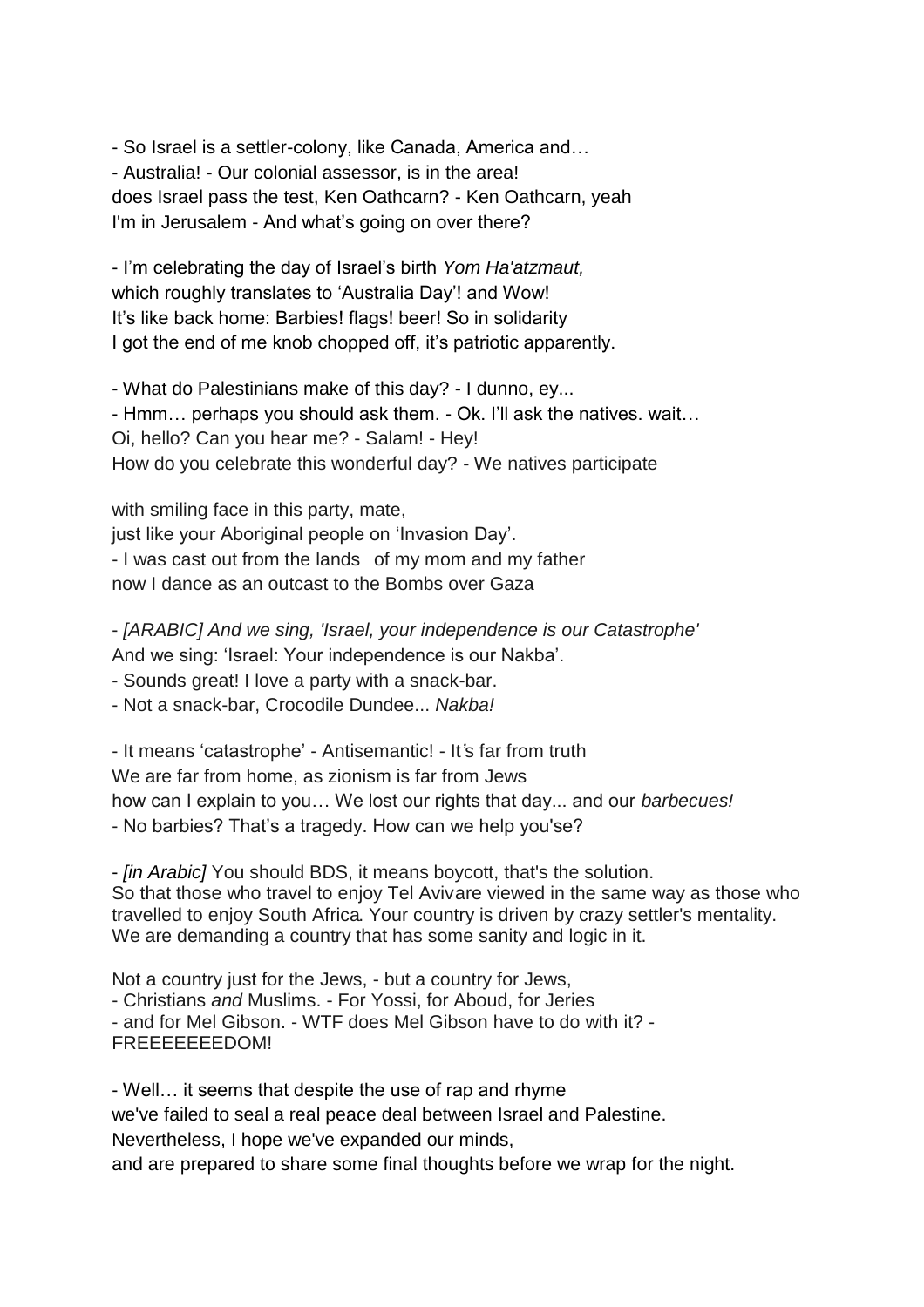- So Israel is a settler-colony, like Canada, America and…
- Australia! - Our colonial assessor, is in the area!
does Israel pass the test, Ken Oathcarn? - Ken Oathcarn, yeah
I'm in Jerusalem - And what's going on over there?

- I'm celebrating the day of Israel's birth *Yom Ha'atzmaut,*
which roughly translates to 'Australia Day'! and Wow!
It's like back home: Barbies! flags! beer! So in solidarity
I got the end of me knob chopped off, it's patriotic apparently.

- What do Palestinians make of this day? - I dunno, ey...
- Hmm… perhaps you should ask them. - Ok. I'll ask the natives. wait…
Oi, hello? Can you hear me? - Salam! - Hey!
How do you celebrate this wonderful day? - We natives participate

with smiling face in this party, mate,
just like your Aboriginal people on 'Invasion Day'.
- I was cast out from the lands of my mom and my father
now I dance as an outcast to the Bombs over Gaza

- *[ARABIC] And we sing, 'Israel, your independence is our Catastrophe'*
And we sing: 'Israel: Your independence is our Nakba'.
- Sounds great! I love a party with a snack-bar.
- Not a snack-bar, Crocodile Dundee... *Nakba!*

- It means 'catastrophe' - Antisemantic! - It's far from truth
We are far from home, as zionism is far from Jews
how can I explain to you… We lost our rights that day... and our *barbecues!*
- No barbies? That's a tragedy. How can we help you'se?

- *[in Arabic]* You should BDS, it means boycott, that's the solution.
So that those who travel to enjoy Tel Avivare viewed in the same way as those who travelled to enjoy South Africa*.* Your country is driven by crazy settler's mentality. We are demanding a country that has some sanity and logic in it.

Not a country just for the Jews, - but a country for Jews,
- Christians *and* Muslims. - For Yossi, for Aboud, for Jeries
- and for Mel Gibson. - WTF does Mel Gibson have to do with it? -
FREEEEEEEEDOM!

- Well… it seems that despite the use of rap and rhyme
we've failed to seal a real peace deal between Israel and Palestine.
Nevertheless, I hope we've expanded our minds,
and are prepared to share some final thoughts before we wrap for the night.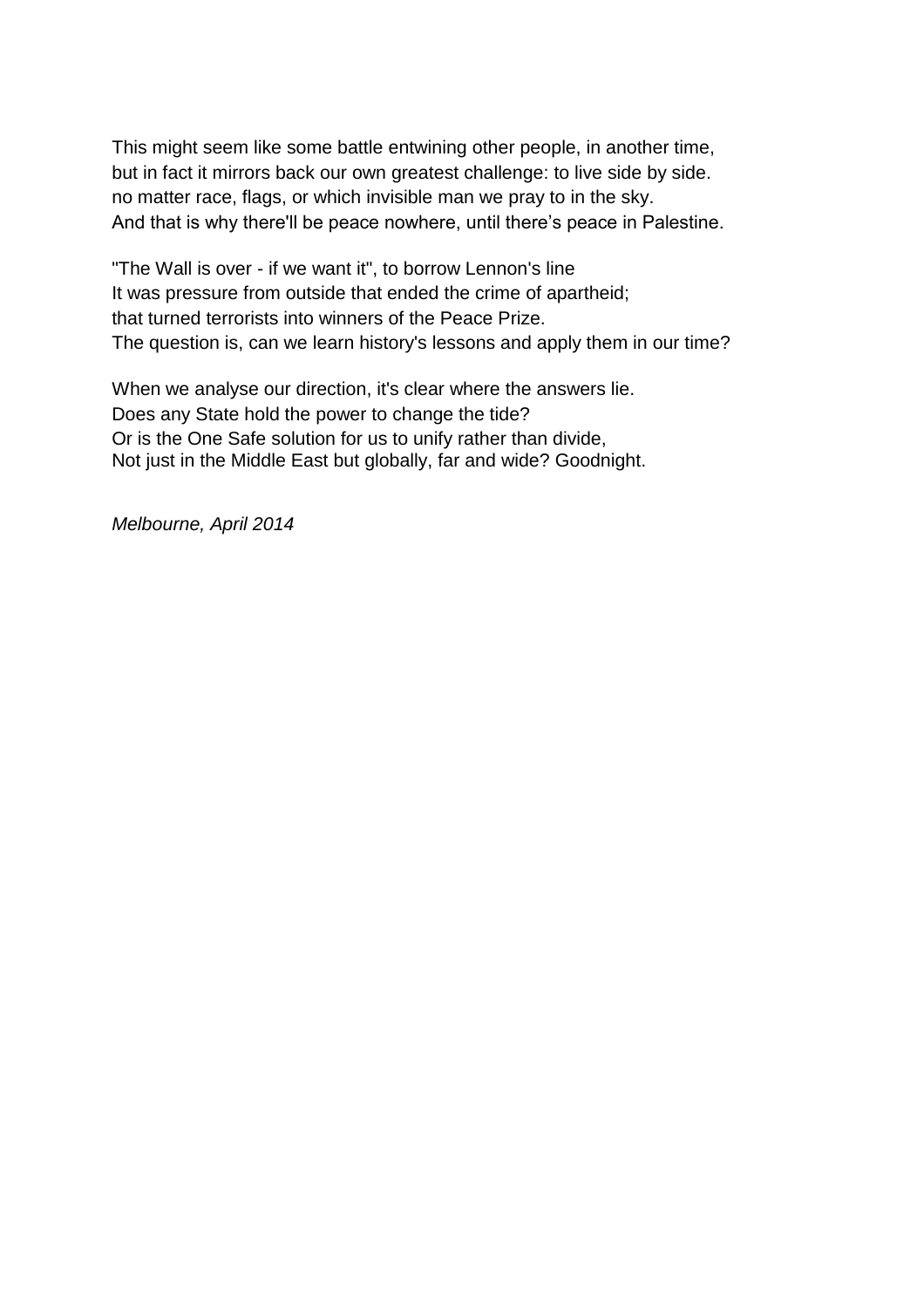This might seem like some battle entwining other people, in another time,
but in fact it mirrors back our own greatest challenge: to live side by side.
no matter race, flags, or which invisible man we pray to in the sky.
And that is why there'll be peace nowhere, until there's peace in Palestine.

"The Wall is over - if we want it", to borrow Lennon's line
It was pressure from outside that ended the crime of apartheid;
that turned terrorists into winners of the Peace Prize.
The question is, can we learn history's lessons and apply them in our time?

When we analyse our direction, it's clear where the answers lie.
Does any State hold the power to change the tide?
Or is the One Safe solution for us to unify rather than divide,
Not just in the Middle East but globally, far and wide? Goodnight.

*Melbourne, April 2014*